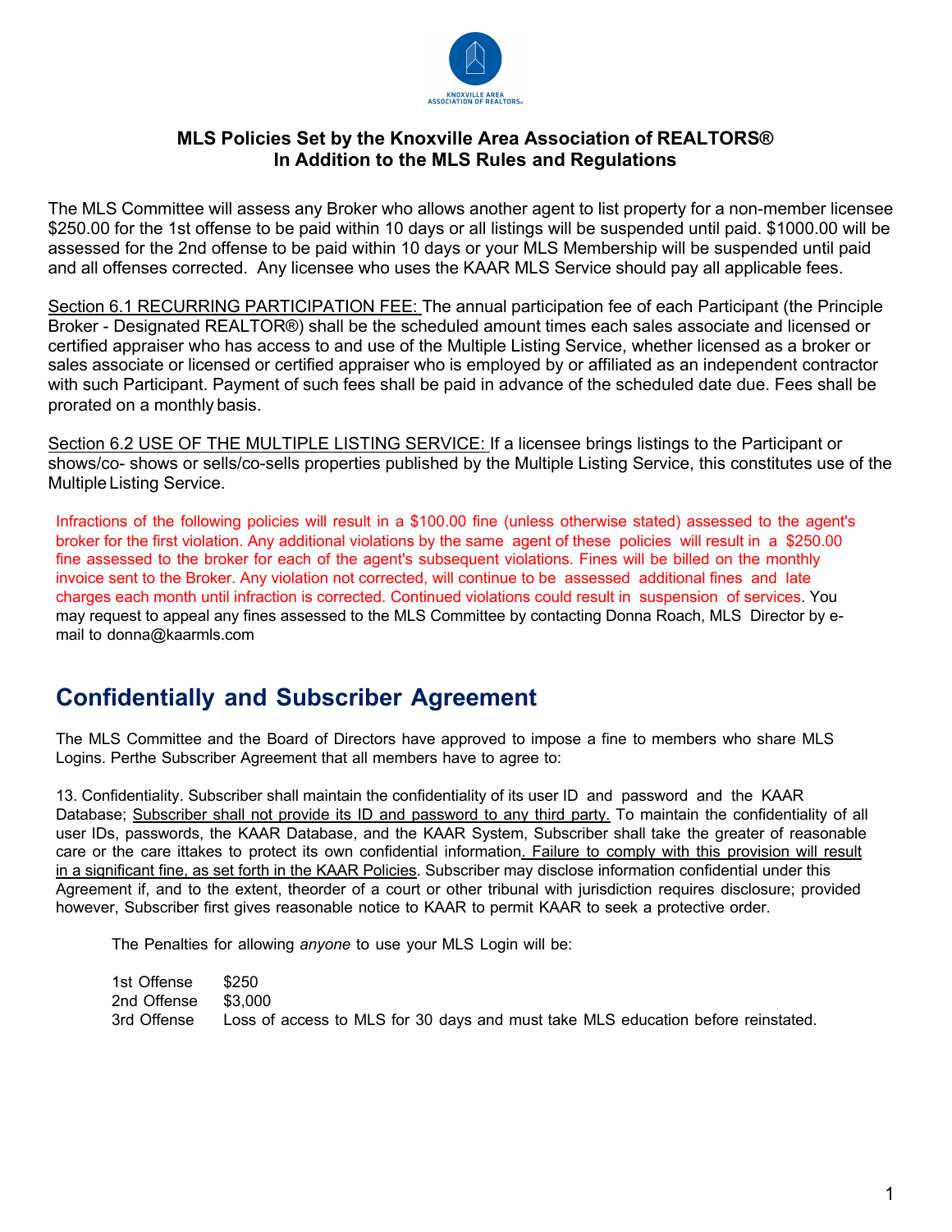**MLS Policies Set by the Knoxville Area Association of REALTORS®**
**In Addition to the MLS Rules and Regulations**

The MLS Committee will assess any Broker who allows another agent to list property for a non-member licensee $250.00 for the 1st offense to be paid within 10 days or all listings will be suspended until paid. $1000.00 will be assessed for the 2nd offense to be paid within 10 days or your MLS Membership will be suspended until paid and all offenses corrected. Any licensee who uses the KAAR MLS Service should pay all applicable fees.

Section 6.1 RECURRING PARTICIPATION FEE: The annual participation fee of each Participant (the Principle Broker - Designated REALTOR®) shall be the scheduled amount times each sales associate and licensed or certified appraiser who has access to and use of the Multiple Listing Service, whether licensed as a broker or sales associate or licensed or certified appraiser who is employed by or affiliated as an independent contractor with such Participant. Payment of such fees shall be paid in advance of the scheduled date due. Fees shall be prorated on a monthly basis.

Section 6.2 USE OF THE MULTIPLE LISTING SERVICE: If a licensee brings listings to the Participant or shows/co- shows or sells/co-sells properties published by the Multiple Listing Service, this constitutes use of the Multiple Listing Service.

Infractions of the following policies will result in a $100.00 fine (unless otherwise stated) assessed to the agent's broker for the first violation. Any additional violations by the same agent of these policies will result in a $250.00 fine assessed to the broker for each of the agent's subsequent violations. Fines will be billed on the monthly invoice sent to the Broker. Any violation not corrected, will continue to be assessed additional fines and late charges each month until infraction is corrected. Continued violations could result in suspension of services. You may request to appeal any fines assessed to the MLS Committee by contacting Donna Roach, MLS Director by e-mail to donna@kaarmls.com

## Confidentially and Subscriber Agreement

The MLS Committee and the Board of Directors have approved to impose a fine to members who share MLS Logins. Perthe Subscriber Agreement that all members have to agree to:

13. Confidentiality. Subscriber shall maintain the confidentiality of its user ID and password and the KAAR Database; Subscriber shall not provide its ID and password to any third party. To maintain the confidentiality of all user IDs, passwords, the KAAR Database, and the KAAR System, Subscriber shall take the greater of reasonable care or the care ittakes to protect its own confidential information. Failure to comply with this provision will result in a significant fine, as set forth in the KAAR Policies. Subscriber may disclose information confidential under this Agreement if, and to the extent, theorder of a court or other tribunal with jurisdiction requires disclosure; provided however, Subscriber first gives reasonable notice to KAAR to permit KAAR to seek a protective order.

The Penalties for allowing *anyone* to use your MLS Login will be:

| | |
|---|---|
| 1st Offense | $250 |
| 2nd Offense | $3,000 |
| 3rd Offense | Loss of access to MLS for 30 days and must take MLS education before reinstated. |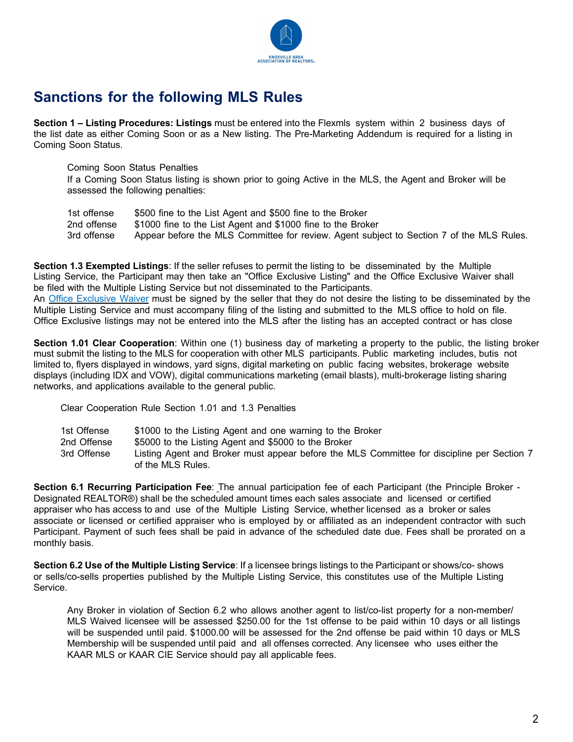## Sanctions for the following MLS Rules

**Section 1 – Listing Procedures: Listings** must be entered into the Flexmls system within 2 business days of the list date as either Coming Soon or as a New listing. The Pre-Marketing Addendum is required for a listing in Coming Soon Status.

Coming Soon Status Penalties
If a Coming Soon Status listing is shown prior to going Active in the MLS, the Agent and Broker will be assessed the following penalties:

| | |
|---|---|
| 1st offense | $500 fine to the List Agent and $500 fine to the Broker |
| 2nd offense | $1000 fine to the List Agent and $1000 fine to the Broker |
| 3rd offense | Appear before the MLS Committee for review. Agent subject to Section 7 of the MLS Rules. |

**Section 1.3 Exempted Listings**: If the seller refuses to permit the listing to be disseminated by the Multiple Listing Service, the Participant may then take an "Office Exclusive Listing" and the Office Exclusive Waiver shall be filed with the Multiple Listing Service but not disseminated to the Participants.
An Office Exclusive Waiver must be signed by the seller that they do not desire the listing to be disseminated by the Multiple Listing Service and must accompany filing of the listing and submitted to the MLS office to hold on file. Office Exclusive listings may not be entered into the MLS after the listing has an accepted contract or has close

**Section 1.01 Clear Cooperation**: Within one (1) business day of marketing a property to the public, the listing broker must submit the listing to the MLS for cooperation with other MLS participants. Public marketing includes, butis not limited to, flyers displayed in windows, yard signs, digital marketing on public facing websites, brokerage website displays (including IDX and VOW), digital communications marketing (email blasts), multi-brokerage listing sharing networks, and applications available to the general public.

Clear Cooperation Rule Section 1.01 and 1.3 Penalties

| | |
|---|---|
| 1st Offense | $1000 to the Listing Agent and one warning to the Broker |
| 2nd Offense | $5000 to the Listing Agent and $5000 to the Broker |
| 3rd Offense | Listing Agent and Broker must appear before the MLS Committee for discipline per Section 7 of the MLS Rules. |

**Section 6.1 Recurring Participation Fee**: The annual participation fee of each Participant (the Principle Broker - Designated REALTOR®) shall be the scheduled amount times each sales associate and licensed or certified appraiser who has access to and use of the Multiple Listing Service, whether licensed as a broker or sales associate or licensed or certified appraiser who is employed by or affiliated as an independent contractor with such Participant. Payment of such fees shall be paid in advance of the scheduled date due. Fees shall be prorated on a monthly basis.

**Section 6.2 Use of the Multiple Listing Service**: If a licensee brings listings to the Participant or shows/co- shows or sells/co-sells properties published by the Multiple Listing Service, this constitutes use of the Multiple Listing Service.

Any Broker in violation of Section 6.2 who allows another agent to list/co-list property for a non-member/ MLS Waived licensee will be assessed $250.00 for the 1st offense to be paid within 10 days or all listings will be suspended until paid. $1000.00 will be assessed for the 2nd offense be paid within 10 days or MLS Membership will be suspended until paid and all offenses corrected. Any licensee who uses either the KAAR MLS or KAAR CIE Service should pay all applicable fees.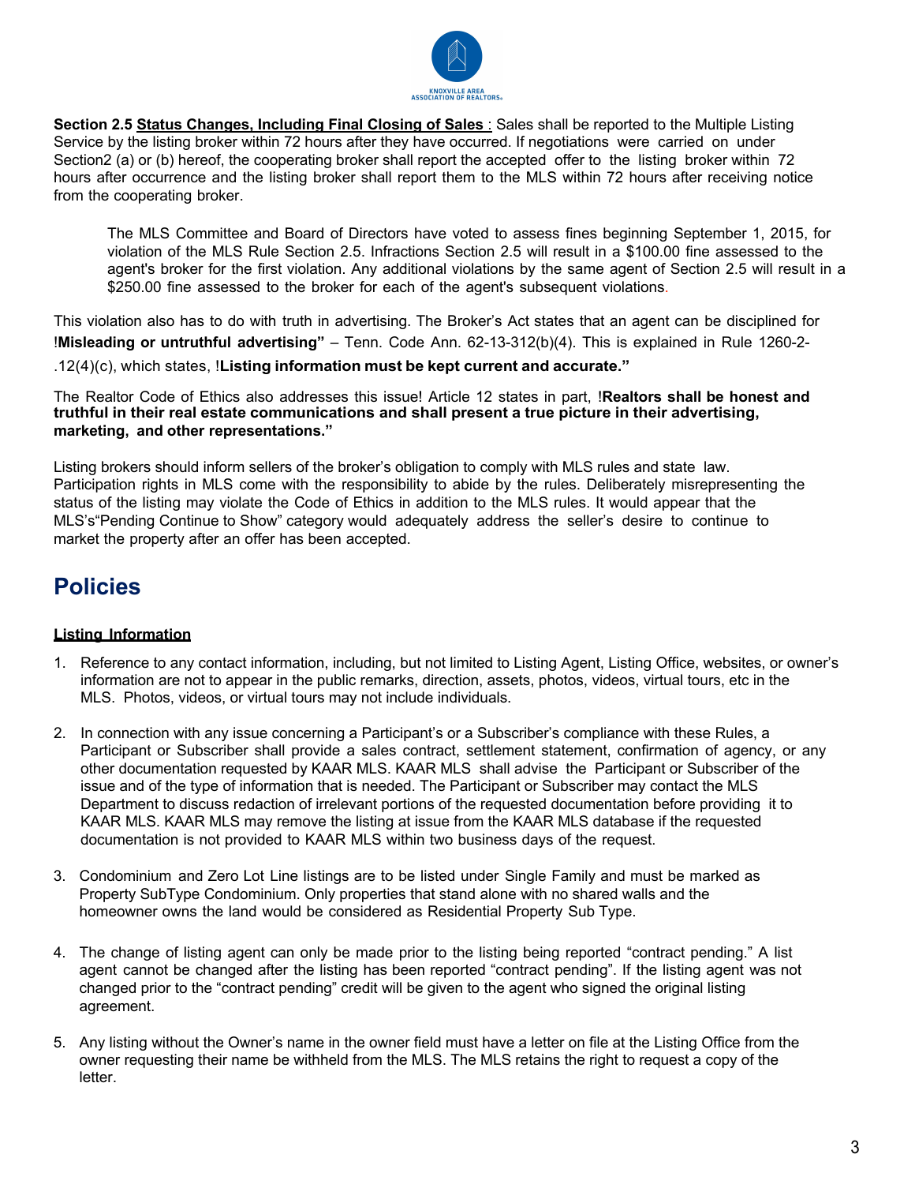**Section 2.5 Status Changes, Including Final Closing of Sales** : Sales shall be reported to the Multiple Listing Service by the listing broker within 72 hours after they have occurred. If negotiations were carried on under Section2 (a) or (b) hereof, the cooperating broker shall report the accepted offer to the listing broker within 72 hours after occurrence and the listing broker shall report them to the MLS within 72 hours after receiving notice from the cooperating broker.

> The MLS Committee and Board of Directors have voted to assess fines beginning September 1, 2015, for violation of the MLS Rule Section 2.5. Infractions Section 2.5 will result in a $100.00 fine assessed to the agent's broker for the first violation. Any additional violations by the same agent of Section 2.5 will result in a $250.00 fine assessed to the broker for each of the agent's subsequent violations.

This violation also has to do with truth in advertising. The Broker's Act states that an agent can be disciplined for !**Misleading or untruthful advertising"** – Tenn. Code Ann. 62-13-312(b)(4). This is explained in Rule 1260-2-.12(4)(c), which states, !**Listing information must be kept current and accurate."**

The Realtor Code of Ethics also addresses this issue! Article 12 states in part, !**Realtors shall be honest and truthful in their real estate communications and shall present a true picture in their advertising, marketing, and other representations."**

Listing brokers should inform sellers of the broker's obligation to comply with MLS rules and state law. Participation rights in MLS come with the responsibility to abide by the rules. Deliberately misrepresenting the status of the listing may violate the Code of Ethics in addition to the MLS rules. It would appear that the MLS's"Pending Continue to Show" category would adequately address the seller's desire to continue to market the property after an offer has been accepted.

# Policies

**Listing Information**

1. Reference to any contact information, including, but not limited to Listing Agent, Listing Office, websites, or owner's information are not to appear in the public remarks, direction, assets, photos, videos, virtual tours, etc in the MLS. Photos, videos, or virtual tours may not include individuals.

2. In connection with any issue concerning a Participant's or a Subscriber's compliance with these Rules, a Participant or Subscriber shall provide a sales contract, settlement statement, confirmation of agency, or any other documentation requested by KAAR MLS. KAAR MLS shall advise the Participant or Subscriber of the issue and of the type of information that is needed. The Participant or Subscriber may contact the MLS Department to discuss redaction of irrelevant portions of the requested documentation before providing it to KAAR MLS. KAAR MLS may remove the listing at issue from the KAAR MLS database if the requested documentation is not provided to KAAR MLS within two business days of the request.

3. Condominium and Zero Lot Line listings are to be listed under Single Family and must be marked as Property SubType Condominium. Only properties that stand alone with no shared walls and the homeowner owns the land would be considered as Residential Property Sub Type.

4. The change of listing agent can only be made prior to the listing being reported "contract pending." A list agent cannot be changed after the listing has been reported "contract pending". If the listing agent was not changed prior to the "contract pending" credit will be given to the agent who signed the original listing agreement.

5. Any listing without the Owner's name in the owner field must have a letter on file at the Listing Office from the owner requesting their name be withheld from the MLS. The MLS retains the right to request a copy of the letter.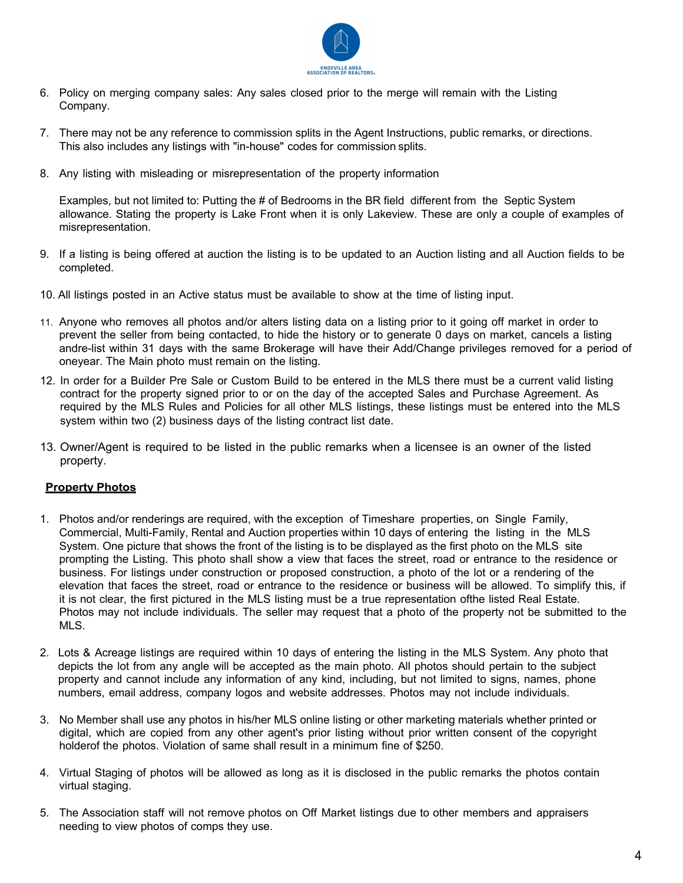6. Policy on merging company sales: Any sales closed prior to the merge will remain with the Listing Company.

7. There may not be any reference to commission splits in the Agent Instructions, public remarks, or directions. This also includes any listings with "in-house" codes for commission splits.

8. Any listing with misleading or misrepresentation of the property information

   Examples, but not limited to: Putting the # of Bedrooms in the BR field different from the Septic System allowance. Stating the property is Lake Front when it is only Lakeview. These are only a couple of examples of misrepresentation.

9. If a listing is being offered at auction the listing is to be updated to an Auction listing and all Auction fields to be completed.

10. All listings posted in an Active status must be available to show at the time of listing input.

11. Anyone who removes all photos and/or alters listing data on a listing prior to it going off market in order to prevent the seller from being contacted, to hide the history or to generate 0 days on market, cancels a listing andre-list within 31 days with the same Brokerage will have their Add/Change privileges removed for a period of oneyear. The Main photo must remain on the listing.

12. In order for a Builder Pre Sale or Custom Build to be entered in the MLS there must be a current valid listing contract for the property signed prior to or on the day of the accepted Sales and Purchase Agreement. As required by the MLS Rules and Policies for all other MLS listings, these listings must be entered into the MLS system within two (2) business days of the listing contract list date.

13. Owner/Agent is required to be listed in the public remarks when a licensee is an owner of the listed property.

**Property Photos**

1. Photos and/or renderings are required, with the exception of Timeshare properties, on Single Family, Commercial, Multi-Family, Rental and Auction properties within 10 days of entering the listing in the MLS System. One picture that shows the front of the listing is to be displayed as the first photo on the MLS site prompting the Listing. This photo shall show a view that faces the street, road or entrance to the residence or business. For listings under construction or proposed construction, a photo of the lot or a rendering of the elevation that faces the street, road or entrance to the residence or business will be allowed. To simplify this, if it is not clear, the first pictured in the MLS listing must be a true representation ofthe listed Real Estate. Photos may not include individuals. The seller may request that a photo of the property not be submitted to the MLS.

2. Lots & Acreage listings are required within 10 days of entering the listing in the MLS System. Any photo that depicts the lot from any angle will be accepted as the main photo. All photos should pertain to the subject property and cannot include any information of any kind, including, but not limited to signs, names, phone numbers, email address, company logos and website addresses. Photos may not include individuals.

3. No Member shall use any photos in his/her MLS online listing or other marketing materials whether printed or digital, which are copied from any other agent's prior listing without prior written consent of the copyright holderof the photos. Violation of same shall result in a minimum fine of $250.

4. Virtual Staging of photos will be allowed as long as it is disclosed in the public remarks the photos contain virtual staging.

5. The Association staff will not remove photos on Off Market listings due to other members and appraisers needing to view photos of comps they use.